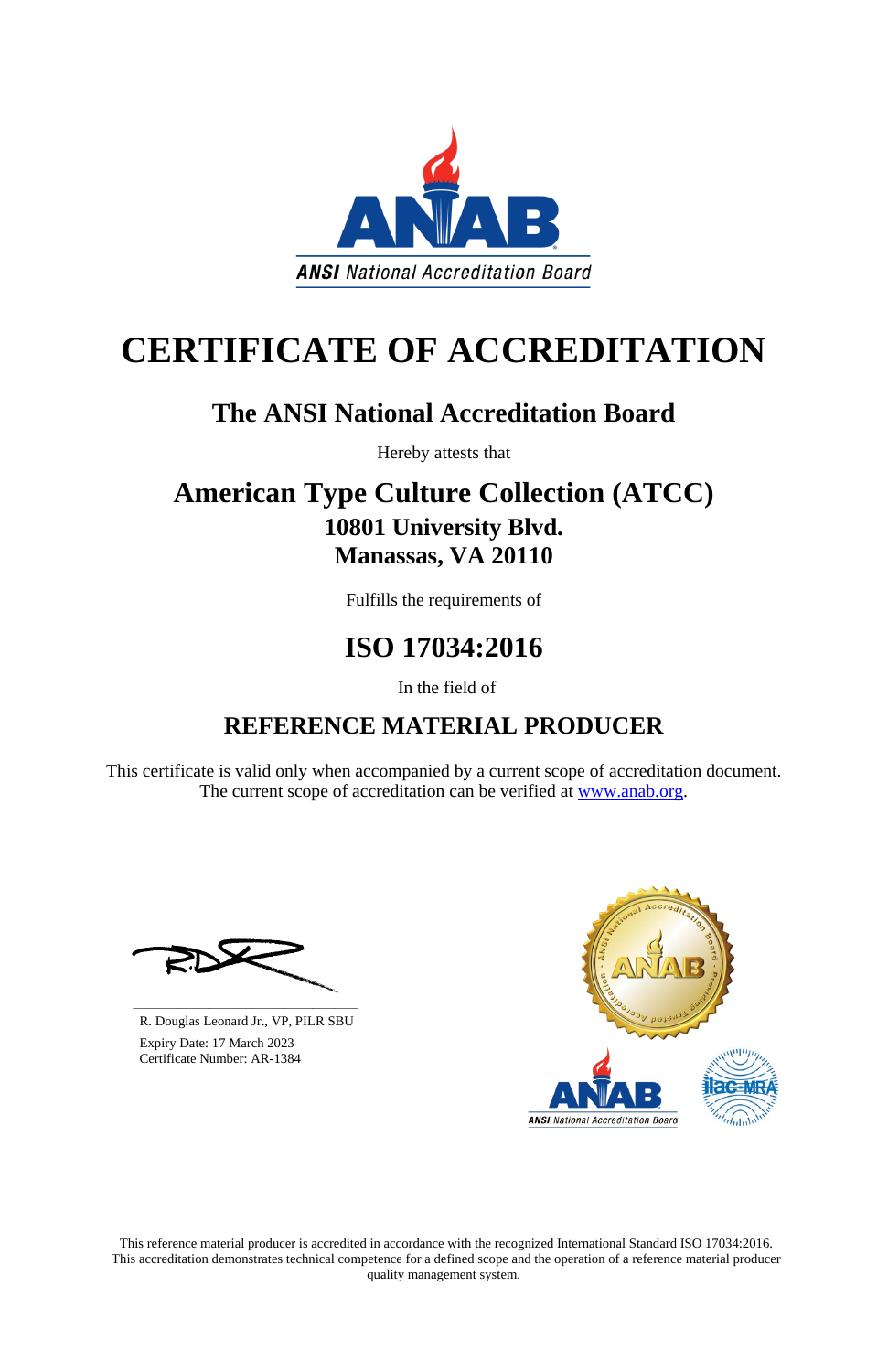ANSI National Accreditation Board

# CERTIFICATE OF ACCREDITATION

## The ANSI National Accreditation Board

Hereby attests that

## American Type Culture Collection (ATCC)

### 10801 University Blvd.
### Manassas, VA 20110

Fulfills the requirements of

## ISO 17034:2016

In the field of

## REFERENCE MATERIAL PRODUCER

This certificate is valid only when accompanied by a current scope of accreditation document.
The current scope of accreditation can be verified at www.anab.org.

R. Douglas Leonard Jr., VP, PILR SBU

Expiry Date: 17 March 2023
Certificate Number: AR-1384

This reference material producer is accredited in accordance with the recognized International Standard ISO 17034:2016. This accreditation demonstrates technical competence for a defined scope and the operation of a reference material producer quality management system.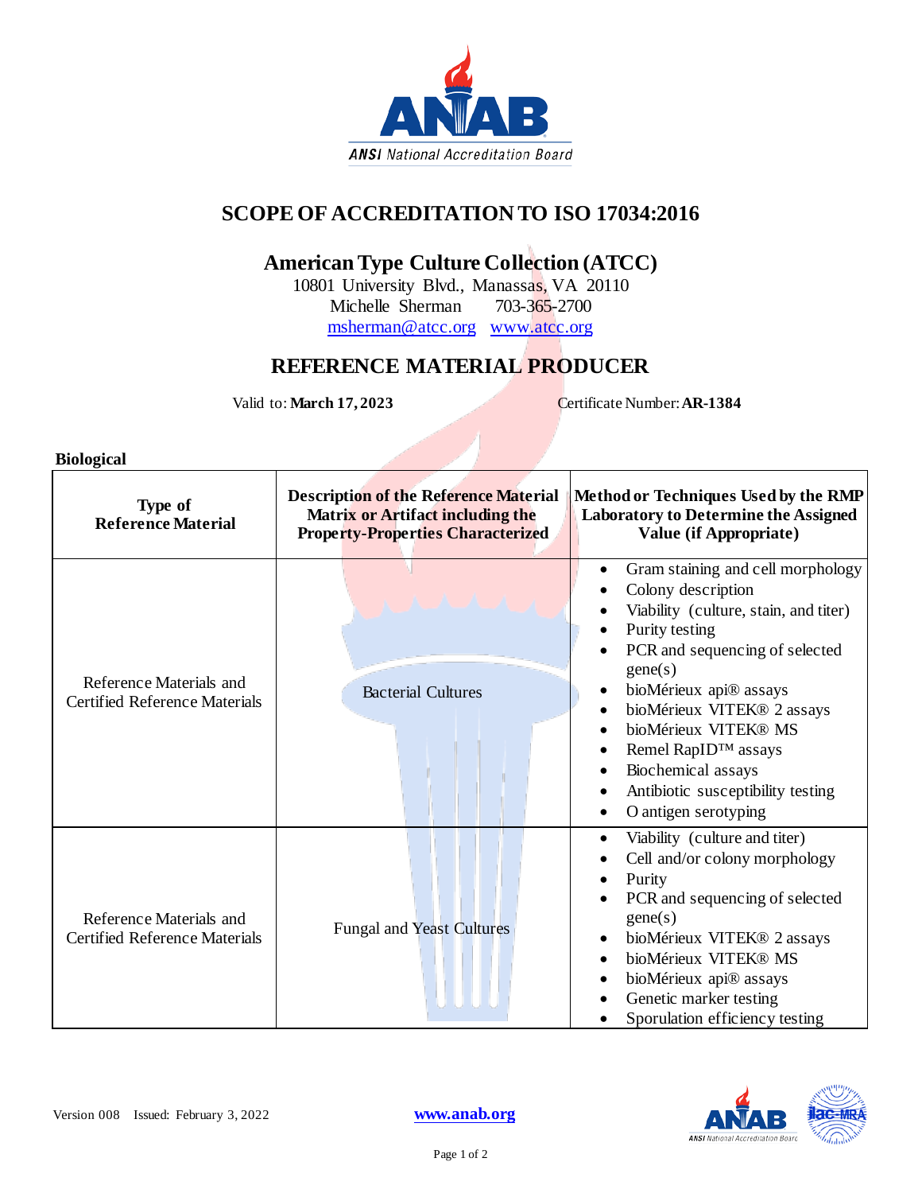# SCOPE OF ACCREDITATION TO ISO 17034:2016

## American Type Culture Collection (ATCC)

10801 University Blvd., Manassas, VA 20110
Michelle Sherman 703-365-2700
msherman@atcc.org www.atcc.org

## REFERENCE MATERIAL PRODUCER

Valid to: **March 17, 2023** Certificate Number: **AR-1384**

**Biological**

| Type of Reference Material | Description of the Reference Material Matrix or Artifact including the Property-Properties Characterized | Method or Techniques Used by the RMP Laboratory to Determine the Assigned Value (if Appropriate) |
|---|---|---|
| Reference Materials and Certified Reference Materials | Bacterial Cultures | • Gram staining and cell morphology<br>• Colony description<br>• Viability (culture, stain, and titer)<br>• Purity testing<br>• PCR and sequencing of selected gene(s)<br>• bioMérieux api® assays<br>• bioMérieux VITEK® 2 assays<br>• bioMérieux VITEK® MS<br>• Remel RapID™ assays<br>• Biochemical assays<br>• Antibiotic susceptibility testing<br>• O antigen serotyping |
| Reference Materials and Certified Reference Materials | Fungal and Yeast Cultures | • Viability (culture and titer)<br>• Cell and/or colony morphology<br>• Purity<br>• PCR and sequencing of selected gene(s)<br>• bioMérieux VITEK® 2 assays<br>• bioMérieux VITEK® MS<br>• bioMérieux api® assays<br>• Genetic marker testing<br>• Sporulation efficiency testing |

Version 008 Issued: February 3, 2022

www.anab.org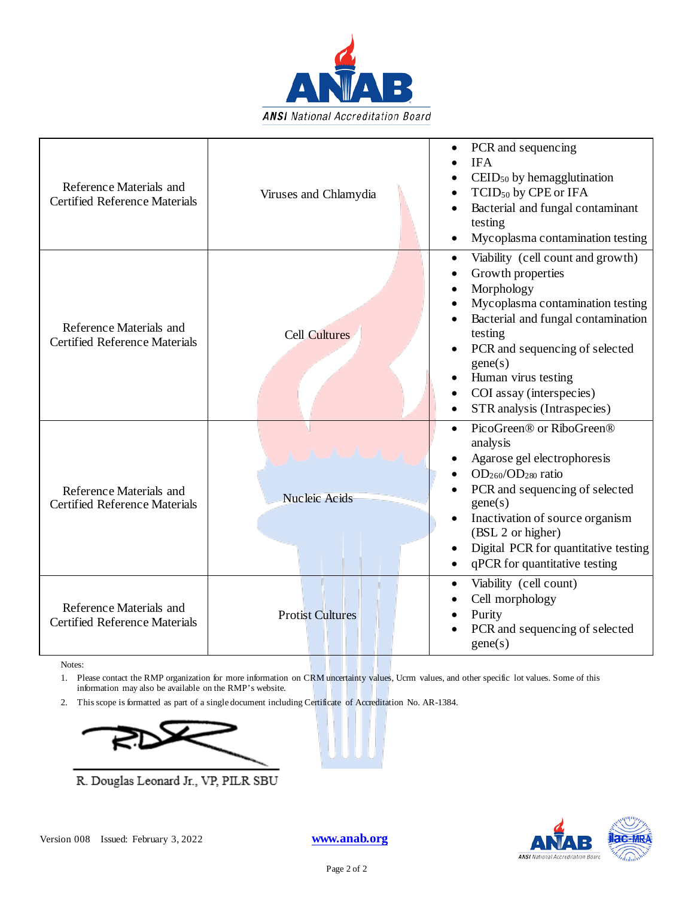| | | |
|---|---|---|
| Reference Materials and Certified Reference Materials | Viruses and Chlamydia | • PCR and sequencing<br>• IFA<br>• $CEID_{50}$ by hemagglutination<br>• $TCID_{50}$ by CPE or IFA<br>• Bacterial and fungal contaminant testing<br>• Mycoplasma contamination testing |
| Reference Materials and Certified Reference Materials | Cell Cultures | • Viability (cell count and growth)<br>• Growth properties<br>• Morphology<br>• Mycoplasma contamination testing<br>• Bacterial and fungal contamination testing<br>• PCR and sequencing of selected gene(s)<br>• Human virus testing<br>• COI assay (interspecies)<br>• STR analysis (Intraspecies) |
| Reference Materials and Certified Reference Materials | Nucleic Acids | • PicoGreen® or RiboGreen® analysis<br>• Agarose gel electrophoresis<br>• $OD_{260}/OD_{280}$ ratio<br>• PCR and sequencing of selected gene(s)<br>• Inactivation of source organism (BSL 2 or higher)<br>• Digital PCR for quantitative testing<br>• qPCR for quantitative testing |
| Reference Materials and Certified Reference Materials | Protist Cultures | • Viability (cell count)<br>• Cell morphology<br>• Purity<br>• PCR and sequencing of selected gene(s) |

Notes:

1. Please contact the RMP organization for more information on CRM uncertainty values, Ucrm values, and other specific lot values. Some of this information may also be available on the RMP's website.
2. This scope is formatted as part of a single document including Certificate of Accreditation No. AR-1384.

R. Douglas Leonard Jr., VP, PILR SBU

Version 008 Issued: February 3, 2022

**www.anab.org**